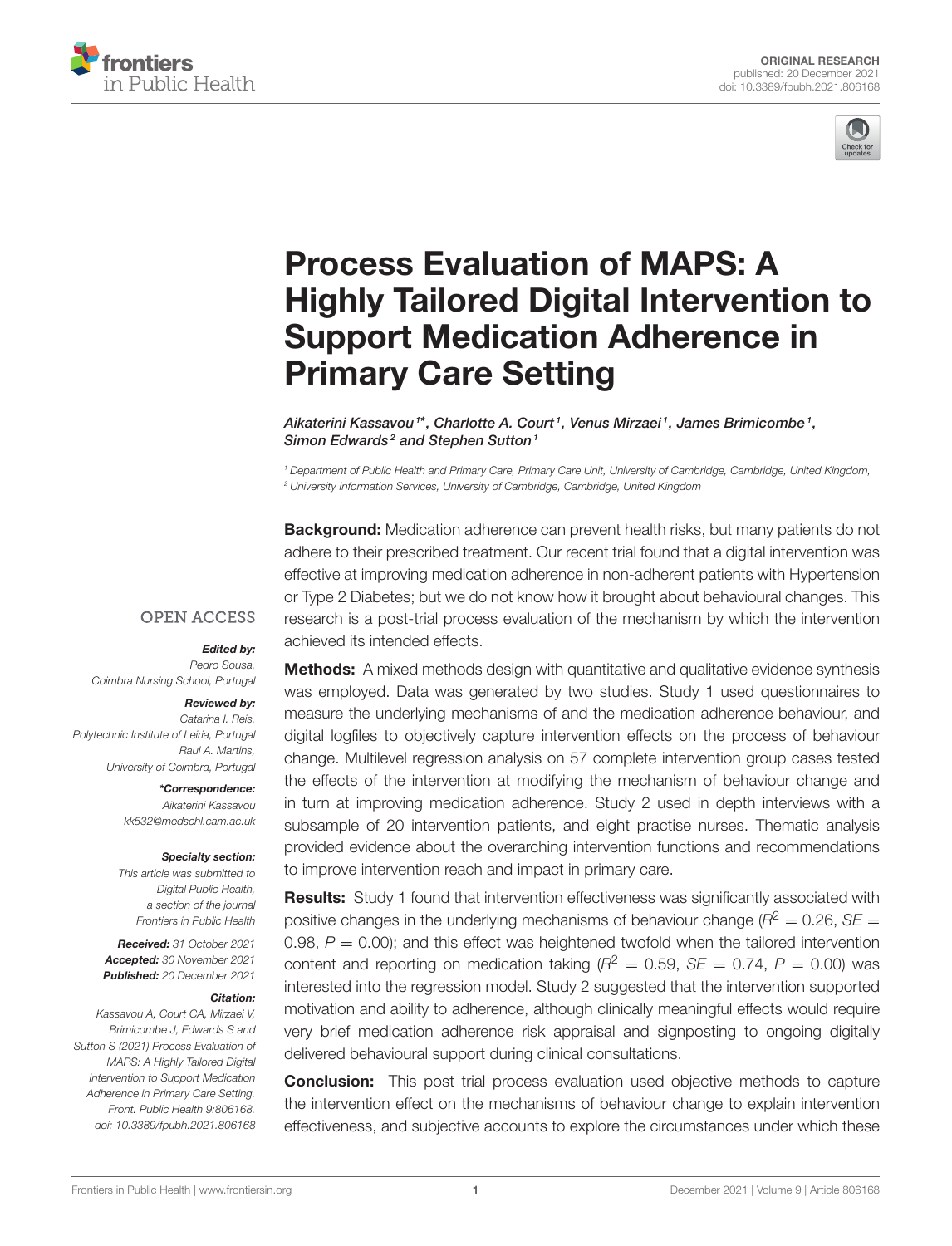ORIGINAL RESEARCH
published: 20 December 2021
doi: 10.3389/fpubh.2021.806168

# Process Evaluation of MAPS: A Highly Tailored Digital Intervention to Support Medication Adherence in Primary Care Setting

*Aikaterini Kassavou[1]\*, Charlotte A. Court[1], Venus Mirzaei[1], James Brimicombe[1], Simon Edwards[2] and Stephen Sutton[1]*

[1] Department of Public Health and Primary Care, Primary Care Unit, University of Cambridge, Cambridge, United Kingdom,
[2] University Information Services, University of Cambridge, Cambridge, United Kingdom

OPEN ACCESS

***Edited by:***
*Pedro Sousa,*
*Coimbra Nursing School, Portugal*

***Reviewed by:***
*Catarina I. Reis,*
*Polytechnic Institute of Leiria, Portugal*
*Raul A. Martins,*
*University of Coimbra, Portugal*

***\*Correspondence:***
*Aikaterini Kassavou*
*kk532@medschl.cam.ac.uk*

***Specialty section:***
*This article was submitted to Digital Public Health, a section of the journal Frontiers in Public Health*

***Received:*** *31 October 2021*
***Accepted:*** *30 November 2021*
***Published:*** *20 December 2021*

***Citation:***
*Kassavou A, Court CA, Mirzaei V, Brimicombe J, Edwards S and Sutton S (2021) Process Evaluation of MAPS: A Highly Tailored Digital Intervention to Support Medication Adherence in Primary Care Setting. Front. Public Health 9:806168. doi: 10.3389/fpubh.2021.806168*

**Background:** Medication adherence can prevent health risks, but many patients do not adhere to their prescribed treatment. Our recent trial found that a digital intervention was effective at improving medication adherence in non-adherent patients with Hypertension or Type 2 Diabetes; but we do not know how it brought about behavioural changes. This research is a post-trial process evaluation of the mechanism by which the intervention achieved its intended effects.

**Methods:** A mixed methods design with quantitative and qualitative evidence synthesis was employed. Data was generated by two studies. Study 1 used questionnaires to measure the underlying mechanisms of and the medication adherence behaviour, and digital logfiles to objectively capture intervention effects on the process of behaviour change. Multilevel regression analysis on 57 complete intervention group cases tested the effects of the intervention at modifying the mechanism of behaviour change and in turn at improving medication adherence. Study 2 used in depth interviews with a subsample of 20 intervention patients, and eight practise nurses. Thematic analysis provided evidence about the overarching intervention functions and recommendations to improve intervention reach and impact in primary care.

**Results:** Study 1 found that intervention effectiveness was significantly associated with positive changes in the underlying mechanisms of behaviour change ($R^2 = 0.26$, $SE = 0.98$, $P = 0.00$); and this effect was heightened twofold when the tailored intervention content and reporting on medication taking ($R^2 = 0.59$, $SE = 0.74$, $P = 0.00$) was interested into the regression model. Study 2 suggested that the intervention supported motivation and ability to adherence, although clinically meaningful effects would require very brief medication adherence risk appraisal and signposting to ongoing digitally delivered behavioural support during clinical consultations.

**Conclusion:** This post trial process evaluation used objective methods to capture the intervention effect on the mechanisms of behaviour change to explain intervention effectiveness, and subjective accounts to explore the circumstances under which these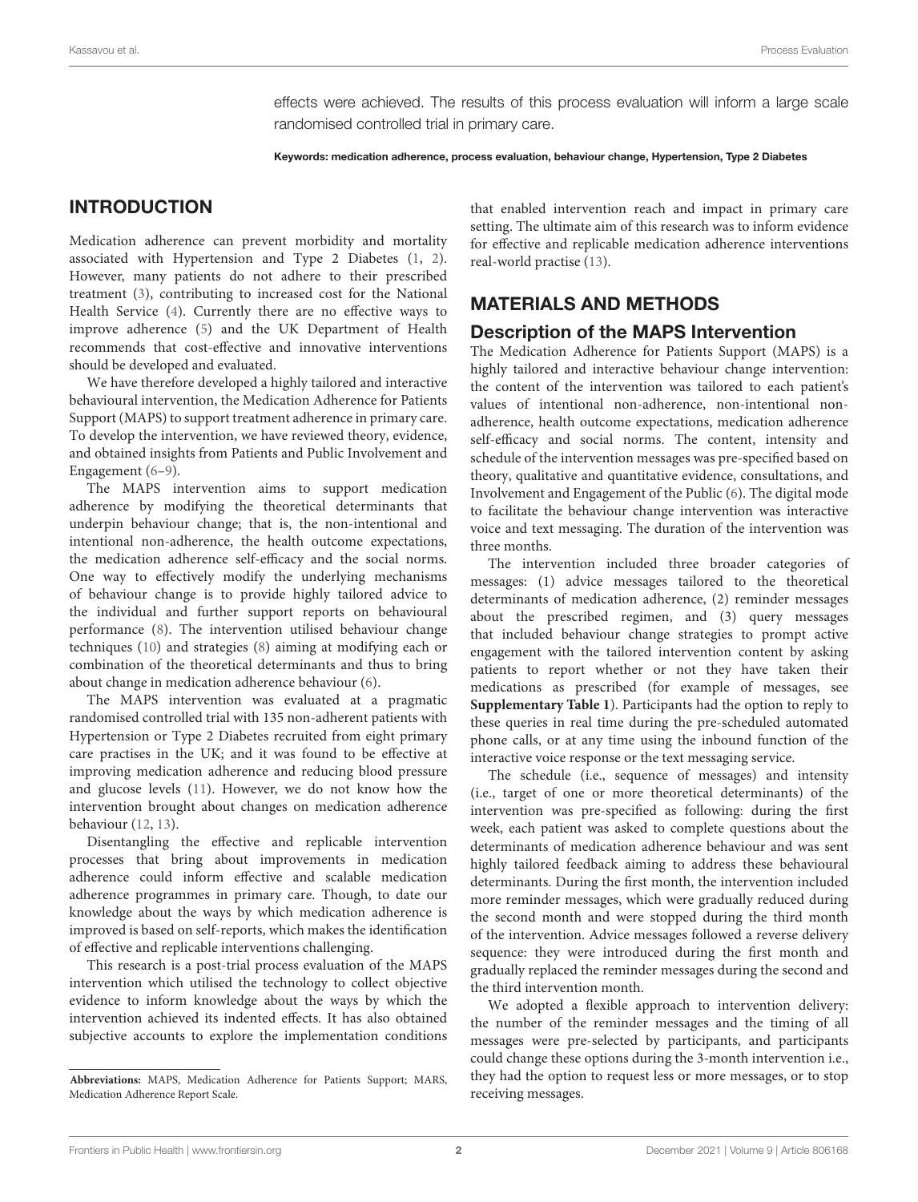effects were achieved. The results of this process evaluation will inform a large scale randomised controlled trial in primary care.

**Keywords: medication adherence, process evaluation, behaviour change, Hypertension, Type 2 Diabetes**

## INTRODUCTION

Medication adherence can prevent morbidity and mortality associated with Hypertension and Type 2 Diabetes (1, 2). However, many patients do not adhere to their prescribed treatment (3), contributing to increased cost for the National Health Service (4). Currently there are no effective ways to improve adherence (5) and the UK Department of Health recommends that cost-effective and innovative interventions should be developed and evaluated.

We have therefore developed a highly tailored and interactive behavioural intervention, the Medication Adherence for Patients Support (MAPS) to support treatment adherence in primary care. To develop the intervention, we have reviewed theory, evidence, and obtained insights from Patients and Public Involvement and Engagement (6–9).

The MAPS intervention aims to support medication adherence by modifying the theoretical determinants that underpin behaviour change; that is, the non-intentional and intentional non-adherence, the health outcome expectations, the medication adherence self-efficacy and the social norms. One way to effectively modify the underlying mechanisms of behaviour change is to provide highly tailored advice to the individual and further support reports on behavioural performance (8). The intervention utilised behaviour change techniques (10) and strategies (8) aiming at modifying each or combination of the theoretical determinants and thus to bring about change in medication adherence behaviour (6).

The MAPS intervention was evaluated at a pragmatic randomised controlled trial with 135 non-adherent patients with Hypertension or Type 2 Diabetes recruited from eight primary care practises in the UK; and it was found to be effective at improving medication adherence and reducing blood pressure and glucose levels (11). However, we do not know how the intervention brought about changes on medication adherence behaviour (12, 13).

Disentangling the effective and replicable intervention processes that bring about improvements in medication adherence could inform effective and scalable medication adherence programmes in primary care. Though, to date our knowledge about the ways by which medication adherence is improved is based on self-reports, which makes the identification of effective and replicable interventions challenging.

This research is a post-trial process evaluation of the MAPS intervention which utilised the technology to collect objective evidence to inform knowledge about the ways by which the intervention achieved its indented effects. It has also obtained subjective accounts to explore the implementation conditions that enabled intervention reach and impact in primary care setting. The ultimate aim of this research was to inform evidence for effective and replicable medication adherence interventions real-world practise (13).

## MATERIALS AND METHODS

### Description of the MAPS Intervention

The Medication Adherence for Patients Support (MAPS) is a highly tailored and interactive behaviour change intervention: the content of the intervention was tailored to each patient's values of intentional non-adherence, non-intentional non-adherence, health outcome expectations, medication adherence self-efficacy and social norms. The content, intensity and schedule of the intervention messages was pre-specified based on theory, qualitative and quantitative evidence, consultations, and Involvement and Engagement of the Public (6). The digital mode to facilitate the behaviour change intervention was interactive voice and text messaging. The duration of the intervention was three months.

The intervention included three broader categories of messages: (1) advice messages tailored to the theoretical determinants of medication adherence, (2) reminder messages about the prescribed regimen, and (3) query messages that included behaviour change strategies to prompt active engagement with the tailored intervention content by asking patients to report whether or not they have taken their medications as prescribed (for example of messages, see **Supplementary Table 1**). Participants had the option to reply to these queries in real time during the pre-scheduled automated phone calls, or at any time using the inbound function of the interactive voice response or the text messaging service.

The schedule (i.e., sequence of messages) and intensity (i.e., target of one or more theoretical determinants) of the intervention was pre-specified as following: during the first week, each patient was asked to complete questions about the determinants of medication adherence behaviour and was sent highly tailored feedback aiming to address these behavioural determinants. During the first month, the intervention included more reminder messages, which were gradually reduced during the second month and were stopped during the third month of the intervention. Advice messages followed a reverse delivery sequence: they were introduced during the first month and gradually replaced the reminder messages during the second and the third intervention month.

We adopted a flexible approach to intervention delivery: the number of the reminder messages and the timing of all messages were pre-selected by participants, and participants could change these options during the 3-month intervention i.e., they had the option to request less or more messages, or to stop receiving messages.

**Abbreviations:** MAPS, Medication Adherence for Patients Support; MARS, Medication Adherence Report Scale.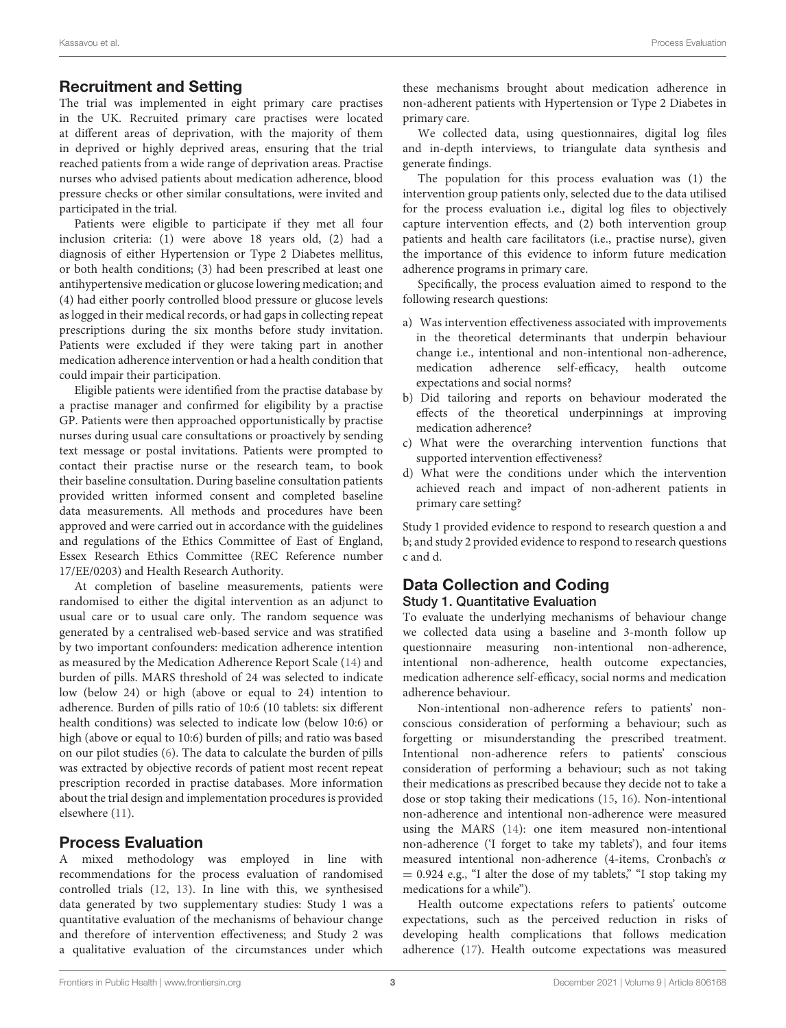## Recruitment and Setting

The trial was implemented in eight primary care practises in the UK. Recruited primary care practises were located at different areas of deprivation, with the majority of them in deprived or highly deprived areas, ensuring that the trial reached patients from a wide range of deprivation areas. Practise nurses who advised patients about medication adherence, blood pressure checks or other similar consultations, were invited and participated in the trial.

Patients were eligible to participate if they met all four inclusion criteria: (1) were above 18 years old, (2) had a diagnosis of either Hypertension or Type 2 Diabetes mellitus, or both health conditions; (3) had been prescribed at least one antihypertensive medication or glucose lowering medication; and (4) had either poorly controlled blood pressure or glucose levels as logged in their medical records, or had gaps in collecting repeat prescriptions during the six months before study invitation. Patients were excluded if they were taking part in another medication adherence intervention or had a health condition that could impair their participation.

Eligible patients were identified from the practise database by a practise manager and confirmed for eligibility by a practise GP. Patients were then approached opportunistically by practise nurses during usual care consultations or proactively by sending text message or postal invitations. Patients were prompted to contact their practise nurse or the research team, to book their baseline consultation. During baseline consultation patients provided written informed consent and completed baseline data measurements. All methods and procedures have been approved and were carried out in accordance with the guidelines and regulations of the Ethics Committee of East of England, Essex Research Ethics Committee (REC Reference number 17/EE/0203) and Health Research Authority.

At completion of baseline measurements, patients were randomised to either the digital intervention as an adjunct to usual care or to usual care only. The random sequence was generated by a centralised web-based service and was stratified by two important confounders: medication adherence intention as measured by the Medication Adherence Report Scale (14) and burden of pills. MARS threshold of 24 was selected to indicate low (below 24) or high (above or equal to 24) intention to adherence. Burden of pills ratio of 10:6 (10 tablets: six different health conditions) was selected to indicate low (below 10:6) or high (above or equal to 10:6) burden of pills; and ratio was based on our pilot studies (6). The data to calculate the burden of pills was extracted by objective records of patient most recent repeat prescription recorded in practise databases. More information about the trial design and implementation procedures is provided elsewhere (11).

## Process Evaluation

A mixed methodology was employed in line with recommendations for the process evaluation of randomised controlled trials (12, 13). In line with this, we synthesised data generated by two supplementary studies: Study 1 was a quantitative evaluation of the mechanisms of behaviour change and therefore of intervention effectiveness; and Study 2 was a qualitative evaluation of the circumstances under which these mechanisms brought about medication adherence in non-adherent patients with Hypertension or Type 2 Diabetes in primary care.

We collected data, using questionnaires, digital log files and in-depth interviews, to triangulate data synthesis and generate findings.

The population for this process evaluation was (1) the intervention group patients only, selected due to the data utilised for the process evaluation i.e., digital log files to objectively capture intervention effects, and (2) both intervention group patients and health care facilitators (i.e., practise nurse), given the importance of this evidence to inform future medication adherence programs in primary care.

Specifically, the process evaluation aimed to respond to the following research questions:

a) Was intervention effectiveness associated with improvements in the theoretical determinants that underpin behaviour change i.e., intentional and non-intentional non-adherence, medication adherence self-efficacy, health outcome expectations and social norms?
b) Did tailoring and reports on behaviour moderated the effects of the theoretical underpinnings at improving medication adherence?
c) What were the overarching intervention functions that supported intervention effectiveness?
d) What were the conditions under which the intervention achieved reach and impact of non-adherent patients in primary care setting?

Study 1 provided evidence to respond to research question a and b; and study 2 provided evidence to respond to research questions c and d.

## Data Collection and Coding

### Study 1. Quantitative Evaluation

To evaluate the underlying mechanisms of behaviour change we collected data using a baseline and 3-month follow up questionnaire measuring non-intentional non-adherence, intentional non-adherence, health outcome expectancies, medication adherence self-efficacy, social norms and medication adherence behaviour.

Non-intentional non-adherence refers to patients' non-conscious consideration of performing a behaviour; such as forgetting or misunderstanding the prescribed treatment. Intentional non-adherence refers to patients' conscious consideration of performing a behaviour; such as not taking their medications as prescribed because they decide not to take a dose or stop taking their medications (15, 16). Non-intentional non-adherence and intentional non-adherence were measured using the MARS (14): one item measured non-intentional non-adherence ('I forget to take my tablets'), and four items measured intentional non-adherence (4-items, Cronbach's $\alpha = 0.924$ e.g., "I alter the dose of my tablets," "I stop taking my medications for a while").

Health outcome expectations refers to patients' outcome expectations, such as the perceived reduction in risks of developing health complications that follows medication adherence (17). Health outcome expectations was measured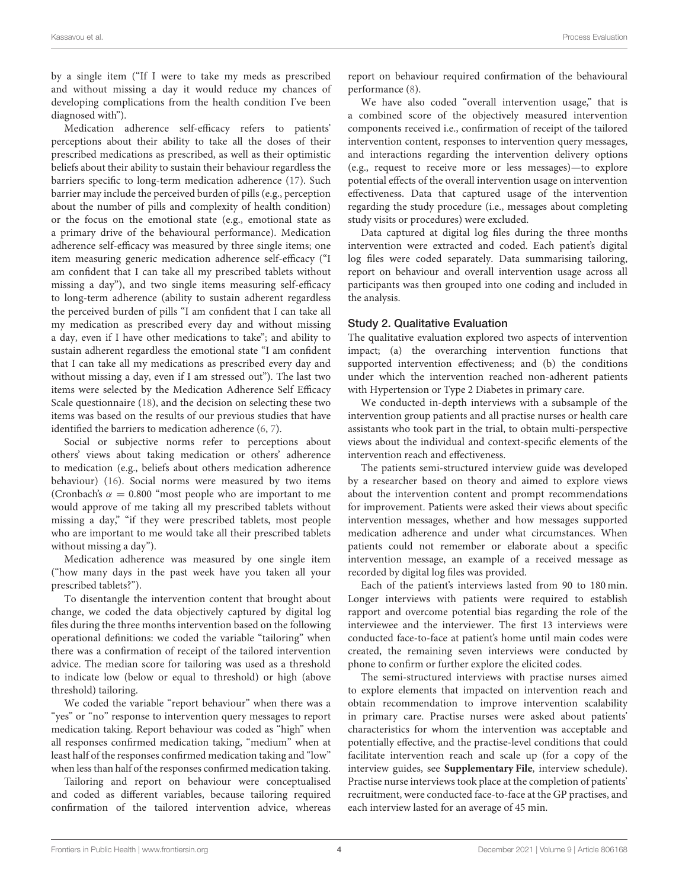by a single item ("If I were to take my meds as prescribed and without missing a day it would reduce my chances of developing complications from the health condition I've been diagnosed with").

Medication adherence self-efficacy refers to patients' perceptions about their ability to take all the doses of their prescribed medications as prescribed, as well as their optimistic beliefs about their ability to sustain their behaviour regardless the barriers specific to long-term medication adherence (17). Such barrier may include the perceived burden of pills (e.g., perception about the number of pills and complexity of health condition) or the focus on the emotional state (e.g., emotional state as a primary drive of the behavioural performance). Medication adherence self-efficacy was measured by three single items; one item measuring generic medication adherence self-efficacy ("I am confident that I can take all my prescribed tablets without missing a day"), and two single items measuring self-efficacy to long-term adherence (ability to sustain adherent regardless the perceived burden of pills "I am confident that I can take all my medication as prescribed every day and without missing a day, even if I have other medications to take"; and ability to sustain adherent regardless the emotional state "I am confident that I can take all my medications as prescribed every day and without missing a day, even if I am stressed out"). The last two items were selected by the Medication Adherence Self Efficacy Scale questionnaire (18), and the decision on selecting these two items was based on the results of our previous studies that have identified the barriers to medication adherence (6, 7).

Social or subjective norms refer to perceptions about others' views about taking medication or others' adherence to medication (e.g., beliefs about others medication adherence behaviour) (16). Social norms were measured by two items (Cronbach's $\alpha = 0.800$ "most people who are important to me would approve of me taking all my prescribed tablets without missing a day," "if they were prescribed tablets, most people who are important to me would take all their prescribed tablets without missing a day").

Medication adherence was measured by one single item ("how many days in the past week have you taken all your prescribed tablets?").

To disentangle the intervention content that brought about change, we coded the data objectively captured by digital log files during the three months intervention based on the following operational definitions: we coded the variable "tailoring" when there was a confirmation of receipt of the tailored intervention advice. The median score for tailoring was used as a threshold to indicate low (below or equal to threshold) or high (above threshold) tailoring.

We coded the variable "report behaviour" when there was a "yes" or "no" response to intervention query messages to report medication taking. Report behaviour was coded as "high" when all responses confirmed medication taking, "medium" when at least half of the responses confirmed medication taking and "low" when less than half of the responses confirmed medication taking.

Tailoring and report on behaviour were conceptualised and coded as different variables, because tailoring required confirmation of the tailored intervention advice, whereas report on behaviour required confirmation of the behavioural performance (8).

We have also coded "overall intervention usage," that is a combined score of the objectively measured intervention components received i.e., confirmation of receipt of the tailored intervention content, responses to intervention query messages, and interactions regarding the intervention delivery options (e.g., request to receive more or less messages)—to explore potential effects of the overall intervention usage on intervention effectiveness. Data that captured usage of the intervention regarding the study procedure (i.e., messages about completing study visits or procedures) were excluded.

Data captured at digital log files during the three months intervention were extracted and coded. Each patient's digital log files were coded separately. Data summarising tailoring, report on behaviour and overall intervention usage across all participants was then grouped into one coding and included in the analysis.

### Study 2. Qualitative Evaluation

The qualitative evaluation explored two aspects of intervention impact; (a) the overarching intervention functions that supported intervention effectiveness; and (b) the conditions under which the intervention reached non-adherent patients with Hypertension or Type 2 Diabetes in primary care.

We conducted in-depth interviews with a subsample of the intervention group patients and all practise nurses or health care assistants who took part in the trial, to obtain multi-perspective views about the individual and context-specific elements of the intervention reach and effectiveness.

The patients semi-structured interview guide was developed by a researcher based on theory and aimed to explore views about the intervention content and prompt recommendations for improvement. Patients were asked their views about specific intervention messages, whether and how messages supported medication adherence and under what circumstances. When patients could not remember or elaborate about a specific intervention message, an example of a received message as recorded by digital log files was provided.

Each of the patient's interviews lasted from 90 to 180 min. Longer interviews with patients were required to establish rapport and overcome potential bias regarding the role of the interviewee and the interviewer. The first 13 interviews were conducted face-to-face at patient's home until main codes were created, the remaining seven interviews were conducted by phone to confirm or further explore the elicited codes.

The semi-structured interviews with practise nurses aimed to explore elements that impacted on intervention reach and obtain recommendation to improve intervention scalability in primary care. Practise nurses were asked about patients' characteristics for whom the intervention was acceptable and potentially effective, and the practise-level conditions that could facilitate intervention reach and scale up (for a copy of the interview guides, see **Supplementary File**, interview schedule). Practise nurse interviews took place at the completion of patients' recruitment, were conducted face-to-face at the GP practises, and each interview lasted for an average of 45 min.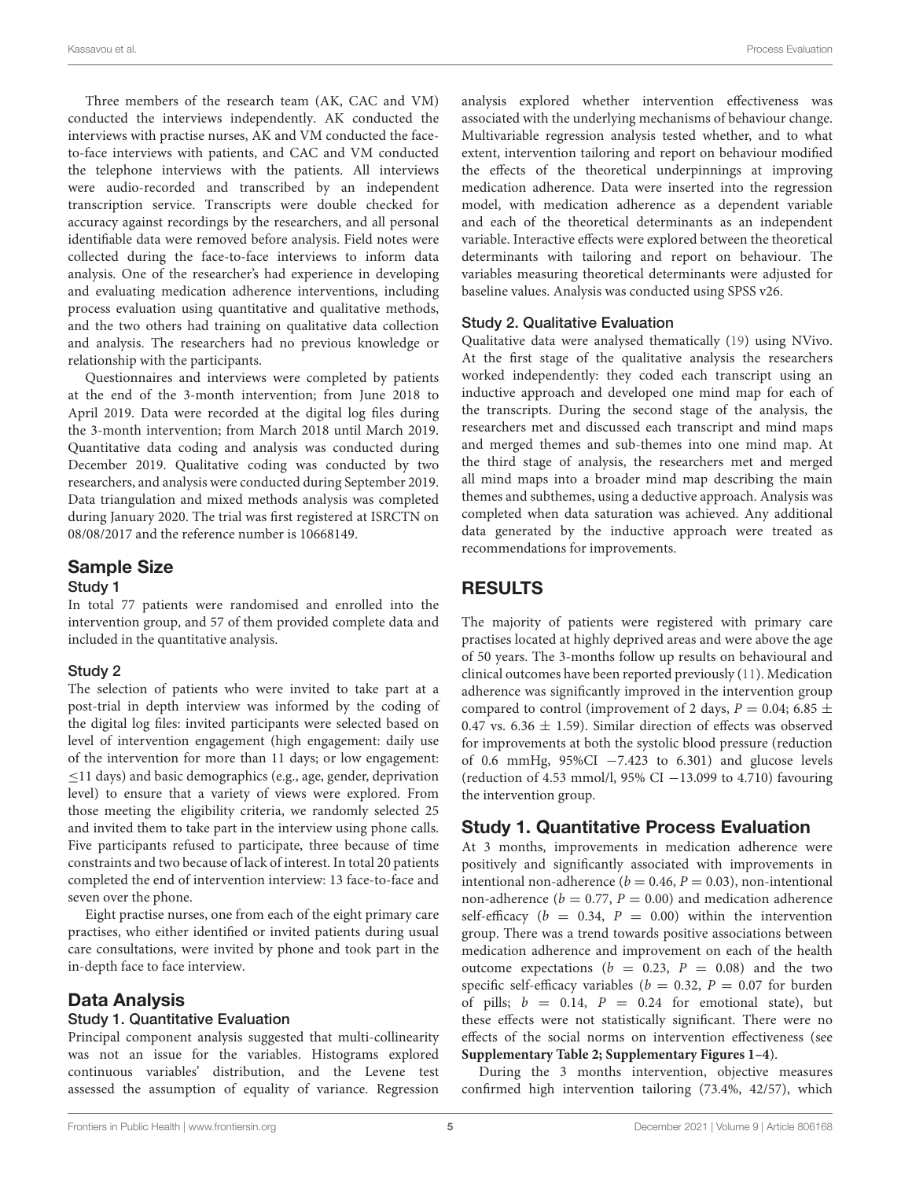Three members of the research team (AK, CAC and VM) conducted the interviews independently. AK conducted the interviews with practise nurses, AK and VM conducted the face-to-face interviews with patients, and CAC and VM conducted the telephone interviews with the patients. All interviews were audio-recorded and transcribed by an independent transcription service. Transcripts were double checked for accuracy against recordings by the researchers, and all personal identifiable data were removed before analysis. Field notes were collected during the face-to-face interviews to inform data analysis. One of the researcher's had experience in developing and evaluating medication adherence interventions, including process evaluation using quantitative and qualitative methods, and the two others had training on qualitative data collection and analysis. The researchers had no previous knowledge or relationship with the participants.

Questionnaires and interviews were completed by patients at the end of the 3-month intervention; from June 2018 to April 2019. Data were recorded at the digital log files during the 3-month intervention; from March 2018 until March 2019. Quantitative data coding and analysis was conducted during December 2019. Qualitative coding was conducted by two researchers, and analysis were conducted during September 2019. Data triangulation and mixed methods analysis was completed during January 2020. The trial was first registered at ISRCTN on 08/08/2017 and the reference number is 10668149.

## Sample Size

### Study 1

In total 77 patients were randomised and enrolled into the intervention group, and 57 of them provided complete data and included in the quantitative analysis.

### Study 2

The selection of patients who were invited to take part at a post-trial in depth interview was informed by the coding of the digital log files: invited participants were selected based on level of intervention engagement (high engagement: daily use of the intervention for more than 11 days; or low engagement: ≤11 days) and basic demographics (e.g., age, gender, deprivation level) to ensure that a variety of views were explored. From those meeting the eligibility criteria, we randomly selected 25 and invited them to take part in the interview using phone calls. Five participants refused to participate, three because of time constraints and two because of lack of interest. In total 20 patients completed the end of intervention interview: 13 face-to-face and seven over the phone.

Eight practise nurses, one from each of the eight primary care practises, who either identified or invited patients during usual care consultations, were invited by phone and took part in the in-depth face to face interview.

## Data Analysis

### Study 1. Quantitative Process Evaluation

Principal component analysis suggested that multi-collinearity was not an issue for the variables. Histograms explored continuous variables' distribution, and the Levene test assessed the assumption of equality of variance. Regression analysis explored whether intervention effectiveness was associated with the underlying mechanisms of behaviour change. Multivariable regression analysis tested whether, and to what extent, intervention tailoring and report on behaviour modified the effects of the theoretical underpinnings at improving medication adherence. Data were inserted into the regression model, with medication adherence as a dependent variable and each of the theoretical determinants as an independent variable. Interactive effects were explored between the theoretical determinants with tailoring and report on behaviour. The variables measuring theoretical determinants were adjusted for baseline values. Analysis was conducted using SPSS v26.

### Study 2. Qualitative Evaluation

Qualitative data were analysed thematically (19) using NVivo. At the first stage of the qualitative analysis the researchers worked independently: they coded each transcript using an inductive approach and developed one mind map for each of the transcripts. During the second stage of the analysis, the researchers met and discussed each transcript and mind maps and merged themes and sub-themes into one mind map. At the third stage of analysis, the researchers met and merged all mind maps into a broader mind map describing the main themes and subthemes, using a deductive approach. Analysis was completed when data saturation was achieved. Any additional data generated by the inductive approach were treated as recommendations for improvements.

# RESULTS

The majority of patients were registered with primary care practises located at highly deprived areas and were above the age of 50 years. The 3-months follow up results on behavioural and clinical outcomes have been reported previously (11). Medication adherence was significantly improved in the intervention group compared to control (improvement of 2 days, $P = 0.04$; $6.85 \pm 0.47$ vs. $6.36 \pm 1.59$). Similar direction of effects was observed for improvements at both the systolic blood pressure (reduction of 0.6 mmHg, 95%CI −7.423 to 6.301) and glucose levels (reduction of 4.53 mmol/l, 95% CI −13.099 to 4.710) favouring the intervention group.

## Study 1. Quantitative Process Evaluation

At 3 months, improvements in medication adherence were positively and significantly associated with improvements in intentional non-adherence ($b = 0.46$, $P = 0.03$), non-intentional non-adherence ($b = 0.77$, $P = 0.00$) and medication adherence self-efficacy ($b = 0.34$, $P = 0.00$) within the intervention group. There was a trend towards positive associations between medication adherence and improvement on each of the health outcome expectations ($b = 0.23$, $P = 0.08$) and the two specific self-efficacy variables ($b = 0.32$, $P = 0.07$ for burden of pills; $b = 0.14$, $P = 0.24$ for emotional state), but these effects were not statistically significant. There were no effects of the social norms on intervention effectiveness (see **Supplementary Table 2; Supplementary Figures 1–4**).

During the 3 months intervention, objective measures confirmed high intervention tailoring (73.4%, 42/57), which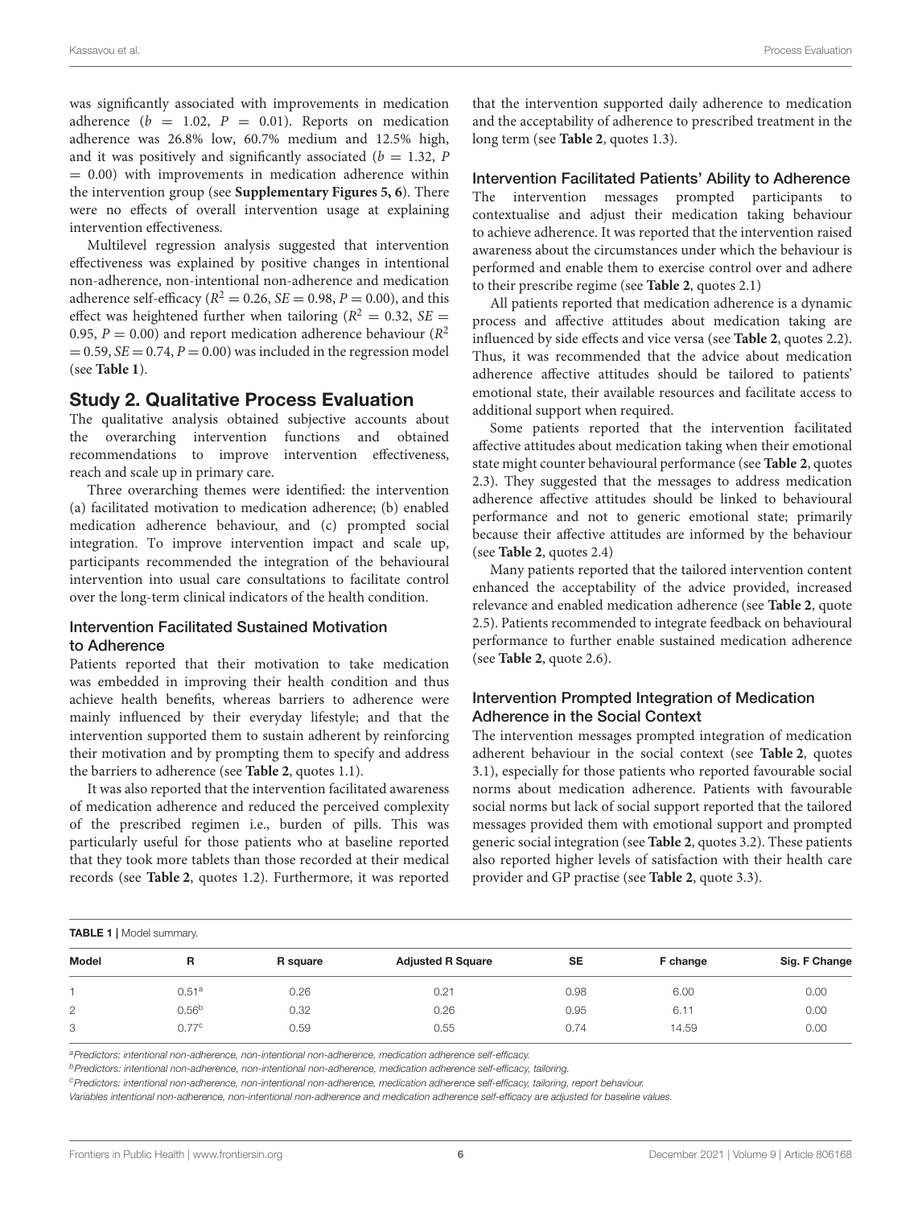was significantly associated with improvements in medication adherence ($b = 1.02$, $P = 0.01$). Reports on medication adherence was 26.8% low, 60.7% medium and 12.5% high, and it was positively and significantly associated ($b = 1.32$, $P = 0.00$) with improvements in medication adherence within the intervention group (see **Supplementary Figures 5, 6**). There were no effects of overall intervention usage at explaining intervention effectiveness.

Multilevel regression analysis suggested that intervention effectiveness was explained by positive changes in intentional non-adherence, non-intentional non-adherence and medication adherence self-efficacy ($R^2 = 0.26$, $SE = 0.98$, $P = 0.00$), and this effect was heightened further when tailoring ($R^2 = 0.32$, $SE = 0.95$, $P = 0.00$) and report medication adherence behaviour ($R^2 = 0.59$, $SE = 0.74$, $P = 0.00$) was included in the regression model (see **Table 1**).

## Study 2. Qualitative Process Evaluation

The qualitative analysis obtained subjective accounts about the overarching intervention functions and obtained recommendations to improve intervention effectiveness, reach and scale up in primary care.

Three overarching themes were identified: the intervention (a) facilitated motivation to medication adherence; (b) enabled medication adherence behaviour, and (c) prompted social integration. To improve intervention impact and scale up, participants recommended the integration of the behavioural intervention into usual care consultations to facilitate control over the long-term clinical indicators of the health condition.

### Intervention Facilitated Sustained Motivation to Adherence

Patients reported that their motivation to take medication was embedded in improving their health condition and thus achieve health benefits, whereas barriers to adherence were mainly influenced by their everyday lifestyle; and that the intervention supported them to sustain adherent by reinforcing their motivation and by prompting them to specify and address the barriers to adherence (see **Table 2**, quotes 1.1).

It was also reported that the intervention facilitated awareness of medication adherence and reduced the perceived complexity of the prescribed regimen i.e., burden of pills. This was particularly useful for those patients who at baseline reported that they took more tablets than those recorded at their medical records (see **Table 2**, quotes 1.2). Furthermore, it was reported that the intervention supported daily adherence to medication and the acceptability of adherence to prescribed treatment in the long term (see **Table 2**, quotes 1.3).

### Intervention Facilitated Patients' Ability to Adherence

The intervention messages prompted participants to contextualise and adjust their medication taking behaviour to achieve adherence. It was reported that the intervention raised awareness about the circumstances under which the behaviour is performed and enable them to exercise control over and adhere to their prescribe regime (see **Table 2**, quotes 2.1)

All patients reported that medication adherence is a dynamic process and affective attitudes about medication taking are influenced by side effects and vice versa (see **Table 2**, quotes 2.2). Thus, it was recommended that the advice about medication adherence affective attitudes should be tailored to patients' emotional state, their available resources and facilitate access to additional support when required.

Some patients reported that the intervention facilitated affective attitudes about medication taking when their emotional state might counter behavioural performance (see **Table 2**, quotes 2.3). They suggested that the messages to address medication adherence affective attitudes should be linked to behavioural performance and not to generic emotional state; primarily because their affective attitudes are informed by the behaviour (see **Table 2**, quotes 2.4)

Many patients reported that the tailored intervention content enhanced the acceptability of the advice provided, increased relevance and enabled medication adherence (see **Table 2**, quote 2.5). Patients recommended to integrate feedback on behavioural performance to further enable sustained medication adherence (see **Table 2**, quote 2.6).

### Intervention Prompted Integration of Medication Adherence in the Social Context

The intervention messages prompted integration of medication adherent behaviour in the social context (see **Table 2**, quotes 3.1), especially for those patients who reported favourable social norms about medication adherence. Patients with favourable social norms but lack of social support reported that the tailored messages provided them with emotional support and prompted generic social integration (see **Table 2**, quotes 3.2). These patients also reported higher levels of satisfaction with their health care provider and GP practise (see **Table 2**, quote 3.3).

**TABLE 1** | Model summary.

| Model | R | R square | Adjusted R Square | SE | F change | Sig. F Change |
|---|---|---|---|---|---|---|
| 1 | 0.51[a] | 0.26 | 0.21 | 0.98 | 6.00 | 0.00 |
| 2 | 0.56[b] | 0.32 | 0.26 | 0.95 | 6.11 | 0.00 |
| 3 | 0.77[c] | 0.59 | 0.55 | 0.74 | 14.59 | 0.00 |

[a]*Predictors: intentional non-adherence, non-intentional non-adherence, medication adherence self-efficacy.*

[b]*Predictors: intentional non-adherence, non-intentional non-adherence, medication adherence self-efficacy, tailoring.*

[c]*Predictors: intentional non-adherence, non-intentional non-adherence, medication adherence self-efficacy, tailoring, report behaviour.*

*Variables intentional non-adherence, non-intentional non-adherence and medication adherence self-efficacy are adjusted for baseline values.*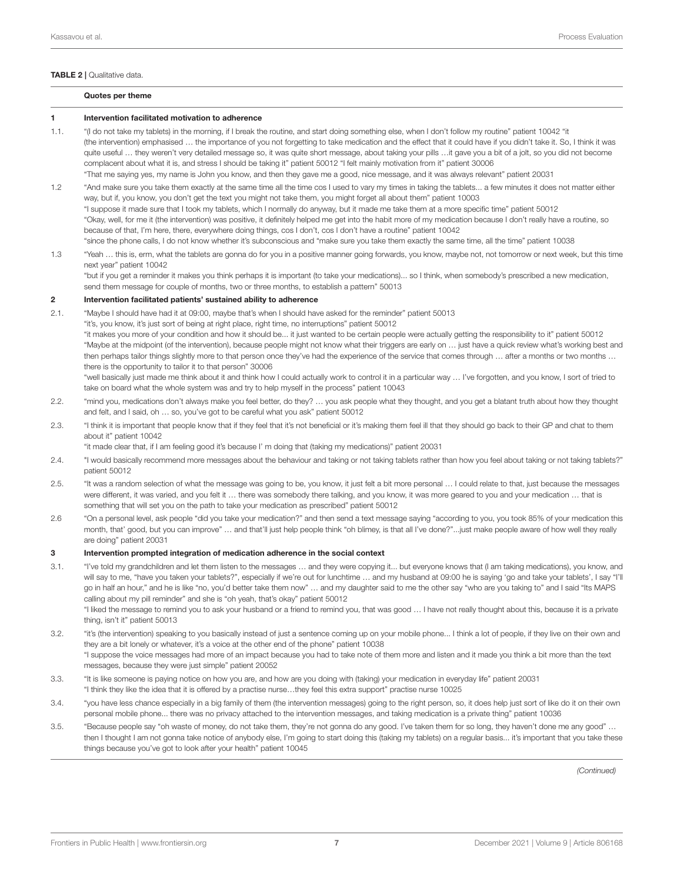**TABLE 2 |** Qualitative data.

| | Quotes per theme |
|---|---|
| **1** | **Intervention facilitated motivation to adherence** |
| 1.1. | "(I do not take my tablets) in the morning, if I break the routine, and start doing something else, when I don't follow my routine" patient 10042 "it (the intervention) emphasised … the importance of you not forgetting to take medication and the effect that it could have if you didn't take it. So, I think it was quite useful … they weren't very detailed message so, it was quite short message, about taking your pills …it gave you a bit of a jolt, so you did not become complacent about what it is, and stress I should be taking it" patient 50012 "I felt mainly motivation from it" patient 30006 "That me saying yes, my name is John you know, and then they gave me a good, nice message, and it was always relevant" patient 20031 |
| 1.2 | "And make sure you take them exactly at the same time all the time cos I used to vary my times in taking the tablets... a few minutes it does not matter either way, but if, you know, you don't get the text you might not take them, you might forget all about them" patient 10003 "I suppose it made sure that I took my tablets, which I normally do anyway, but it made me take them at a more specific time" patient 50012 "Okay, well, for me it (the intervention) was positive, it definitely helped me get into the habit more of my medication because I don't really have a routine, so because of that, I'm here, there, everywhere doing things, cos I don't, cos I don't have a routine" patient 10042 "since the phone calls, I do not know whether it's subconscious and "make sure you take them exactly the same time, all the time" patient 10038 |
| 1.3 | "Yeah … this is, erm, what the tablets are gonna do for you in a positive manner going forwards, you know, maybe not, not tomorrow or next week, but this time next year" patient 10042 "but if you get a reminder it makes you think perhaps it is important (to take your medications)... so I think, when somebody's prescribed a new medication, send them message for couple of months, two or three months, to establish a pattern" 50013 |
| **2** | **Intervention facilitated patients' sustained ability to adherence** |
| 2.1. | "Maybe I should have had it at 09:00, maybe that's when I should have asked for the reminder" patient 50013 "it's, you know, it's just sort of being at right place, right time, no interruptions" patient 50012 "it makes you more of your condition and how it should be... it just wanted to be certain people were actually getting the responsibility to it" patient 50012 "Maybe at the midpoint (of the intervention), because people might not know what their triggers are early on … just have a quick review what's working best and then perhaps tailor things slightly more to that person once they've had the experience of the service that comes through … after a months or two months … there is the opportunity to tailor it to that person" 30006 "well basically just made me think about it and think how I could actually work to control it in a particular way … I've forgotten, and you know, I sort of tried to take on board what the whole system was and try to help myself in the process" patient 10043 |
| 2.2. | "mind you, medications don't always make you feel better, do they? … you ask people what they thought, and you get a blatant truth about how they thought and felt, and I said, oh … so, you've got to be careful what you ask" patient 50012 |
| 2.3. | "I think it is important that people know that if they feel that it's not beneficial or it's making them feel ill that they should go back to their GP and chat to them about it" patient 10042 "it made clear that, if I am feeling good it's because I' m doing that (taking my medications)" patient 20031 |
| 2.4. | "I would basically recommend more messages about the behaviour and taking or not taking tablets rather than how you feel about taking or not taking tablets?" patient 50012 |
| 2.5. | "It was a random selection of what the message was going to be, you know, it just felt a bit more personal … I could relate to that, just because the messages were different, it was varied, and you felt it … there was somebody there talking, and you know, it was more geared to you and your medication … that is something that will set you on the path to take your medication as prescribed" patient 50012 |
| 2.6 | "On a personal level, ask people "did you take your medication?" and then send a text message saying "according to you, you took 85% of your medication this month, that' good, but you can improve" … and that'll just help people think "oh blimey, is that all I've done?"...just make people aware of how well they really are doing" patient 20031 |
| **3** | **Intervention prompted integration of medication adherence in the social context** |
| 3.1. | "I've told my grandchildren and let them listen to the messages … and they were copying it... but everyone knows that (I am taking medications), you know, and will say to me, "have you taken your tablets?", especially if we're out for lunchtime … and my husband at 09:00 he is saying 'go and take your tablets', I say "I'll go in half an hour," and he is like "no, you'd better take them now" … and my daughter said to me the other say "who are you taking to" and I said "Its MAPS calling about my pill reminder" and she is "oh yeah, that's okay" patient 50012 "I liked the message to remind you to ask your husband or a friend to remind you, that was good … I have not really thought about this, because it is a private thing, isn't it" patient 50013 |
| 3.2. | "it's (the intervention) speaking to you basically instead of just a sentence coming up on your mobile phone... I think a lot of people, if they live on their own and they are a bit lonely or whatever, it's a voice at the other end of the phone" patient 10038 "I suppose the voice messages had more of an impact because you had to take note of them more and listen and it made you think a bit more than the text messages, because they were just simple" patient 20052 |
| 3.3. | "It is like someone is paying notice on how you are, and how are you doing with (taking) your medication in everyday life" patient 20031 "I think they like the idea that it is offered by a practise nurse…they feel this extra support" practise nurse 10025 |
| 3.4. | "you have less chance especially in a big family of them (the intervention messages) going to the right person, so, it does help just sort of like do it on their own personal mobile phone... there was no privacy attached to the intervention messages, and taking medication is a private thing" patient 10036 |
| 3.5. | "Because people say "oh waste of money, do not take them, they're not gonna do any good. I've taken them for so long, they haven't done me any good" … then I thought I am not gonna take notice of anybody else, I'm going to start doing this (taking my tablets) on a regular basis... it's important that you take these things because you've got to look after your health" patient 10045 |

*(Continued)*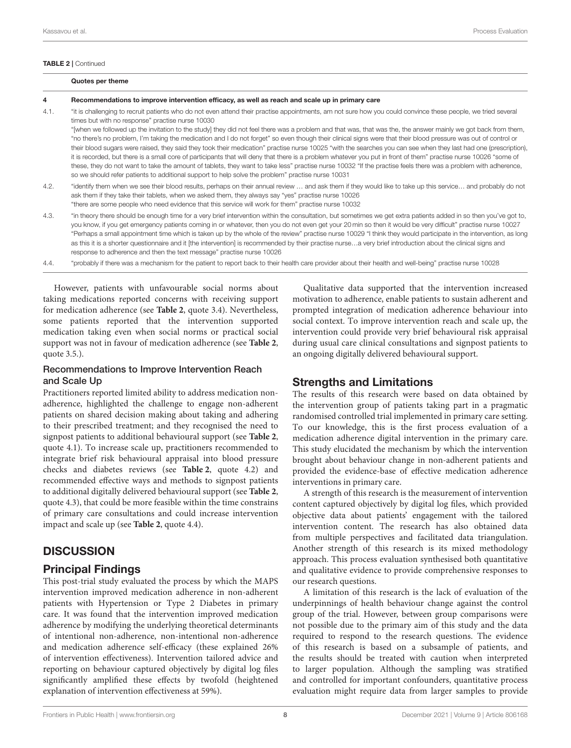**TABLE 2** | Continued

| | Quotes per theme |
|---|---|
| **4** | **Recommendations to improve intervention efficacy, as well as reach and scale up in primary care** |
| 4.1. | "it is challenging to recruit patients who do not even attend their practise appointments, am not sure how you could convince these people, we tried several times but with no response" practise nurse 10030 "[when we followed up the invitation to the study] they did not feel there was a problem and that was, that was the, the answer mainly we got back from them, "no there's no problem, I'm taking the medication and I do not forget" so even though their clinical signs were that their blood pressure was out of control or their blood sugars were raised, they said they took their medication" practise nurse 10025 "with the searches you can see when they last had one (prescription), it is recorded, but there is a small core of participants that will deny that there is a problem whatever you put in front of them" practise nurse 10026 "some of these, they do not want to take the amount of tablets, they want to take less" practise nurse 10032 "If the practise feels there was a problem with adherence, so we should refer patients to additional support to help solve the problem" practise nurse 10031 |
| 4.2. | "identify them when we see their blood results, perhaps on their annual review … and ask them if they would like to take up this service… and probably do not ask them if they take their tablets, when we asked them, they always say "yes" practise nurse 10026 "there are some people who need evidence that this service will work for them" practise nurse 10032 |
| 4.3. | "in theory there should be enough time for a very brief intervention within the consultation, but sometimes we get extra patients added in so then you've got to, you know, if you get emergency patients coming in or whatever, then you do not even get your 20 min so then it would be very difficult" practise nurse 10027 "Perhaps a small appointment time which is taken up by the whole of the review" practise nurse 10029 "I think they would participate in the intervention, as long as this it is a shorter questionnaire and it [the intervention] is recommended by their practise nurse…a very brief introduction about the clinical signs and response to adherence and then the text message" practise nurse 10026 |
| 4.4. | "probably if there was a mechanism for the patient to report back to their health care provider about their health and well-being" practise nurse 10028 |

However, patients with unfavourable social norms about taking medications reported concerns with receiving support for medication adherence (see **Table 2**, quote 3.4). Nevertheless, some patients reported that the intervention supported medication taking even when social norms or practical social support was not in favour of medication adherence (see **Table 2**, quote 3.5.).

### Recommendations to Improve Intervention Reach and Scale Up

Practitioners reported limited ability to address medication non-adherence, highlighted the challenge to engage non-adherent patients on shared decision making about taking and adhering to their prescribed treatment; and they recognised the need to signpost patients to additional behavioural support (see **Table 2**, quote 4.1). To increase scale up, practitioners recommended to integrate brief risk behavioural appraisal into blood pressure checks and diabetes reviews (see **Table 2**, quote 4.2) and recommended effective ways and methods to signpost patients to additional digitally delivered behavioural support (see **Table 2**, quote 4.3), that could be more feasible within the time constrains of primary care consultations and could increase intervention impact and scale up (see **Table 2**, quote 4.4).

# DISCUSSION

## Principal Findings

This post-trial study evaluated the process by which the MAPS intervention improved medication adherence in non-adherent patients with Hypertension or Type 2 Diabetes in primary care. It was found that the intervention improved medication adherence by modifying the underlying theoretical determinants of intentional non-adherence, non-intentional non-adherence and medication adherence self-efficacy (these explained 26% of intervention effectiveness). Intervention tailored advice and reporting on behaviour captured objectively by digital log files significantly amplified these effects by twofold (heightened explanation of intervention effectiveness at 59%).

Qualitative data supported that the intervention increased motivation to adherence, enable patients to sustain adherent and prompted integration of medication adherence behaviour into social context. To improve intervention reach and scale up, the intervention could provide very brief behavioural risk appraisal during usual care clinical consultations and signpost patients to an ongoing digitally delivered behavioural support.

## Strengths and Limitations

The results of this research were based on data obtained by the intervention group of patients taking part in a pragmatic randomised controlled trial implemented in primary care setting. To our knowledge, this is the first process evaluation of a medication adherence digital intervention in the primary care. This study elucidated the mechanism by which the intervention brought about behaviour change in non-adherent patients and provided the evidence-base of effective medication adherence interventions in primary care.

A strength of this research is the measurement of intervention content captured objectively by digital log files, which provided objective data about patients' engagement with the tailored intervention content. The research has also obtained data from multiple perspectives and facilitated data triangulation. Another strength of this research is its mixed methodology approach. This process evaluation synthesised both quantitative and qualitative evidence to provide comprehensive responses to our research questions.

A limitation of this research is the lack of evaluation of the underpinnings of health behaviour change against the control group of the trial. However, between group comparisons were not possible due to the primary aim of this study and the data required to respond to the research questions. The evidence of this research is based on a subsample of patients, and the results should be treated with caution when interpreted to larger population. Although the sampling was stratified and controlled for important confounders, quantitative process evaluation might require data from larger samples to provide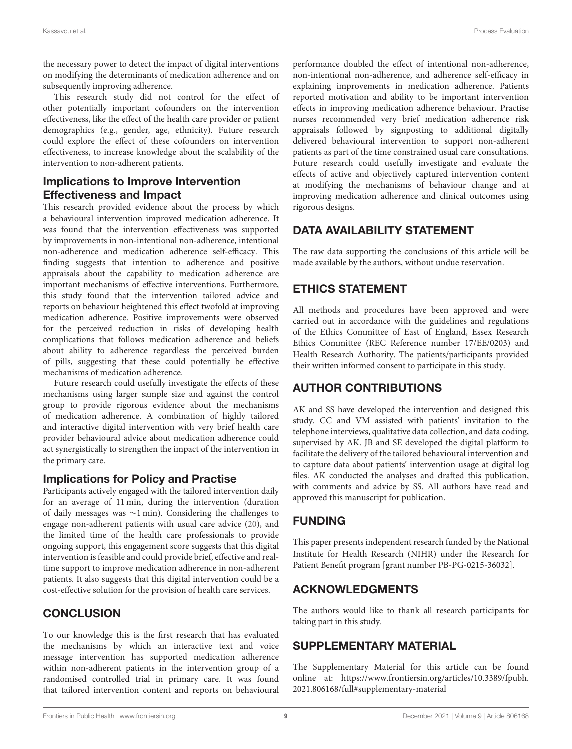the necessary power to detect the impact of digital interventions on modifying the determinants of medication adherence and on subsequently improving adherence.

This research study did not control for the effect of other potentially important cofounders on the intervention effectiveness, like the effect of the health care provider or patient demographics (e.g., gender, age, ethnicity). Future research could explore the effect of these cofounders on intervention effectiveness, to increase knowledge about the scalability of the intervention to non-adherent patients.

### Implications to Improve Intervention Effectiveness and Impact

This research provided evidence about the process by which a behavioural intervention improved medication adherence. It was found that the intervention effectiveness was supported by improvements in non-intentional non-adherence, intentional non-adherence and medication adherence self-efficacy. This finding suggests that intention to adherence and positive appraisals about the capability to medication adherence are important mechanisms of effective interventions. Furthermore, this study found that the intervention tailored advice and reports on behaviour heightened this effect twofold at improving medication adherence. Positive improvements were observed for the perceived reduction in risks of developing health complications that follows medication adherence and beliefs about ability to adherence regardless the perceived burden of pills, suggesting that these could potentially be effective mechanisms of medication adherence.

Future research could usefully investigate the effects of these mechanisms using larger sample size and against the control group to provide rigorous evidence about the mechanisms of medication adherence. A combination of highly tailored and interactive digital intervention with very brief health care provider behavioural advice about medication adherence could act synergistically to strengthen the impact of the intervention in the primary care.

### Implications for Policy and Practise

Participants actively engaged with the tailored intervention daily for an average of 11 min, during the intervention (duration of daily messages was ~1 min). Considering the challenges to engage non-adherent patients with usual care advice (20), and the limited time of the health care professionals to provide ongoing support, this engagement score suggests that this digital intervention is feasible and could provide brief, effective and real-time support to improve medication adherence in non-adherent patients. It also suggests that this digital intervention could be a cost-effective solution for the provision of health care services.

## CONCLUSION

To our knowledge this is the first research that has evaluated the mechanisms by which an interactive text and voice message intervention has supported medication adherence within non-adherent patients in the intervention group of a randomised controlled trial in primary care. It was found that tailored intervention content and reports on behavioural performance doubled the effect of intentional non-adherence, non-intentional non-adherence, and adherence self-efficacy in explaining improvements in medication adherence. Patients reported motivation and ability to be important intervention effects in improving medication adherence behaviour. Practise nurses recommended very brief medication adherence risk appraisals followed by signposting to additional digitally delivered behavioural intervention to support non-adherent patients as part of the time constrained usual care consultations. Future research could usefully investigate and evaluate the effects of active and objectively captured intervention content at modifying the mechanisms of behaviour change and at improving medication adherence and clinical outcomes using rigorous designs.

## DATA AVAILABILITY STATEMENT

The raw data supporting the conclusions of this article will be made available by the authors, without undue reservation.

## ETHICS STATEMENT

All methods and procedures have been approved and were carried out in accordance with the guidelines and regulations of the Ethics Committee of East of England, Essex Research Ethics Committee (REC Reference number 17/EE/0203) and Health Research Authority. The patients/participants provided their written informed consent to participate in this study.

## AUTHOR CONTRIBUTIONS

AK and SS have developed the intervention and designed this study. CC and VM assisted with patients' invitation to the telephone interviews, qualitative data collection, and data coding, supervised by AK. JB and SE developed the digital platform to facilitate the delivery of the tailored behavioural intervention and to capture data about patients' intervention usage at digital log files. AK conducted the analyses and drafted this publication, with comments and advice by SS. All authors have read and approved this manuscript for publication.

## FUNDING

This paper presents independent research funded by the National Institute for Health Research (NIHR) under the Research for Patient Benefit program [grant number PB-PG-0215-36032].

## ACKNOWLEDGMENTS

The authors would like to thank all research participants for taking part in this study.

## SUPPLEMENTARY MATERIAL

The Supplementary Material for this article can be found online at: https://www.frontiersin.org/articles/10.3389/fpubh.2021.806168/full#supplementary-material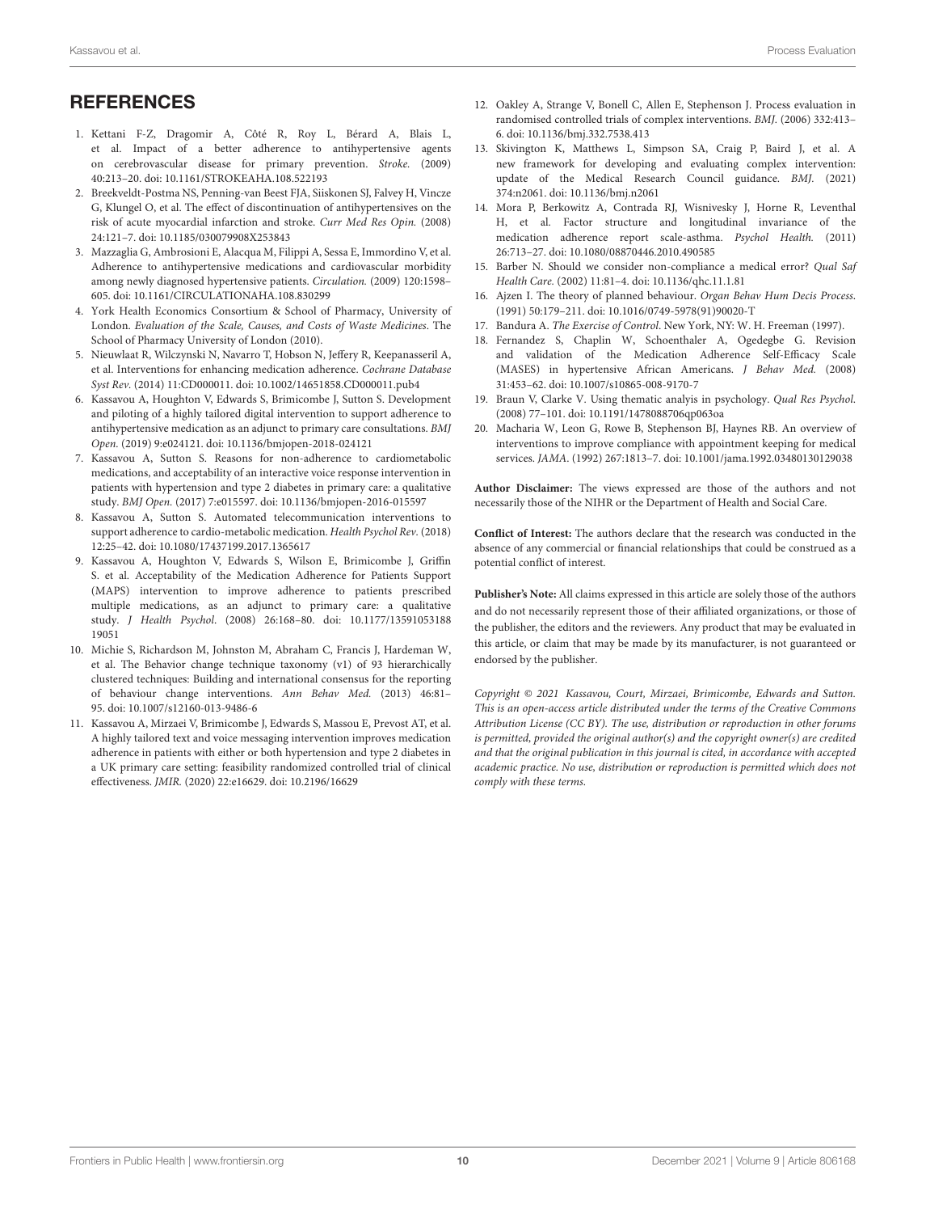## REFERENCES

1. Kettani F-Z, Dragomir A, Côté R, Roy L, Bérard A, Blais L, et al. Impact of a better adherence to antihypertensive agents on cerebrovascular disease for primary prevention. *Stroke.* (2009) 40:213–20. doi: 10.1161/STROKEAHA.108.522193
2. Breekveldt-Postma NS, Penning-van Beest FJA, Siiskonen SJ, Falvey H, Vincze G, Klungel O, et al. The effect of discontinuation of antihypertensives on the risk of acute myocardial infarction and stroke. *Curr Med Res Opin.* (2008) 24:121–7. doi: 10.1185/030079908X253843
3. Mazzaglia G, Ambrosioni E, Alacqua M, Filippi A, Sessa E, Immordino V, et al. Adherence to antihypertensive medications and cardiovascular morbidity among newly diagnosed hypertensive patients. *Circulation.* (2009) 120:1598–605. doi: 10.1161/CIRCULATIONAHA.108.830299
4. York Health Economics Consortium & School of Pharmacy, University of London. *Evaluation of the Scale, Causes, and Costs of Waste Medicines*. The School of Pharmacy University of London (2010).
5. Nieuwlaat R, Wilczynski N, Navarro T, Hobson N, Jeffery R, Keepanasseril A, et al. Interventions for enhancing medication adherence. *Cochrane Database Syst Rev*. (2014) 11:CD000011. doi: 10.1002/14651858.CD000011.pub4
6. Kassavou A, Houghton V, Edwards S, Brimicombe J, Sutton S. Development and piloting of a highly tailored digital intervention to support adherence to antihypertensive medication as an adjunct to primary care consultations. *BMJ Open.* (2019) 9:e024121. doi: 10.1136/bmjopen-2018-024121
7. Kassavou A, Sutton S. Reasons for non-adherence to cardiometabolic medications, and acceptability of an interactive voice response intervention in patients with hypertension and type 2 diabetes in primary care: a qualitative study. *BMJ Open.* (2017) 7:e015597. doi: 10.1136/bmjopen-2016-015597
8. Kassavou A, Sutton S. Automated telecommunication interventions to support adherence to cardio-metabolic medication. *Health Psychol Rev*. (2018) 12:25–42. doi: 10.1080/17437199.2017.1365617
9. Kassavou A, Houghton V, Edwards S, Wilson E, Brimicombe J, Griffin S. et al. Acceptability of the Medication Adherence for Patients Support (MAPS) intervention to improve adherence to patients prescribed multiple medications, as an adjunct to primary care: a qualitative study. *J Health Psychol*. (2008) 26:168–80. doi: 10.1177/1359105318819051
10. Michie S, Richardson M, Johnston M, Abraham C, Francis J, Hardeman W, et al. The Behavior change technique taxonomy (v1) of 93 hierarchically clustered techniques: Building and international consensus for the reporting of behaviour change interventions. *Ann Behav Med.* (2013) 46:81–95. doi: 10.1007/s12160-013-9486-6
11. Kassavou A, Mirzaei V, Brimicombe J, Edwards S, Massou E, Prevost AT, et al. A highly tailored text and voice messaging intervention improves medication adherence in patients with either or both hypertension and type 2 diabetes in a UK primary care setting: feasibility randomized controlled trial of clinical effectiveness. *JMIR.* (2020) 22:e16629. doi: 10.2196/16629
12. Oakley A, Strange V, Bonell C, Allen E, Stephenson J. Process evaluation in randomised controlled trials of complex interventions. *BMJ.* (2006) 332:413–6. doi: 10.1136/bmj.332.7538.413
13. Skivington K, Matthews L, Simpson SA, Craig P, Baird J, et al. A new framework for developing and evaluating complex intervention: update of the Medical Research Council guidance. *BMJ.* (2021) 374:n2061. doi: 10.1136/bmj.n2061
14. Mora P, Berkowitz A, Contrada RJ, Wisnivesky J, Horne R, Leventhal H, et al. Factor structure and longitudinal invariance of the medication adherence report scale-asthma. *Psychol Health.* (2011) 26:713–27. doi: 10.1080/08870446.2010.490585
15. Barber N. Should we consider non-compliance a medical error? *Qual Saf Health Care.* (2002) 11:81–4. doi: 10.1136/qhc.11.1.81
16. Ajzen I. The theory of planned behaviour. *Organ Behav Hum Decis Process*. (1991) 50:179–211. doi: 10.1016/0749-5978(91)90020-T
17. Bandura A. *The Exercise of Control*. New York, NY: W. H. Freeman (1997).
18. Fernandez S, Chaplin W, Schoenthaler A, Ogedegbe G. Revision and validation of the Medication Adherence Self-Efficacy Scale (MASES) in hypertensive African Americans. *J Behav Med.* (2008) 31:453–62. doi: 10.1007/s10865-008-9170-7
19. Braun V, Clarke V. Using thematic analyis in psychology. *Qual Res Psychol*. (2008) 77–101. doi: 10.1191/1478088706qp063oa
20. Macharia W, Leon G, Rowe B, Stephenson BJ, Haynes RB. An overview of interventions to improve compliance with appointment keeping for medical services. *JAMA*. (1992) 267:1813–7. doi: 10.1001/jama.1992.03480130129038

**Author Disclaimer:** The views expressed are those of the authors and not necessarily those of the NIHR or the Department of Health and Social Care.

**Conflict of Interest:** The authors declare that the research was conducted in the absence of any commercial or financial relationships that could be construed as a potential conflict of interest.

**Publisher's Note:** All claims expressed in this article are solely those of the authors and do not necessarily represent those of their affiliated organizations, or those of the publisher, the editors and the reviewers. Any product that may be evaluated in this article, or claim that may be made by its manufacturer, is not guaranteed or endorsed by the publisher.

*Copyright © 2021 Kassavou, Court, Mirzaei, Brimicombe, Edwards and Sutton. This is an open-access article distributed under the terms of the Creative Commons Attribution License (CC BY). The use, distribution or reproduction in other forums is permitted, provided the original author(s) and the copyright owner(s) are credited and that the original publication in this journal is cited, in accordance with accepted academic practice. No use, distribution or reproduction is permitted which does not comply with these terms.*